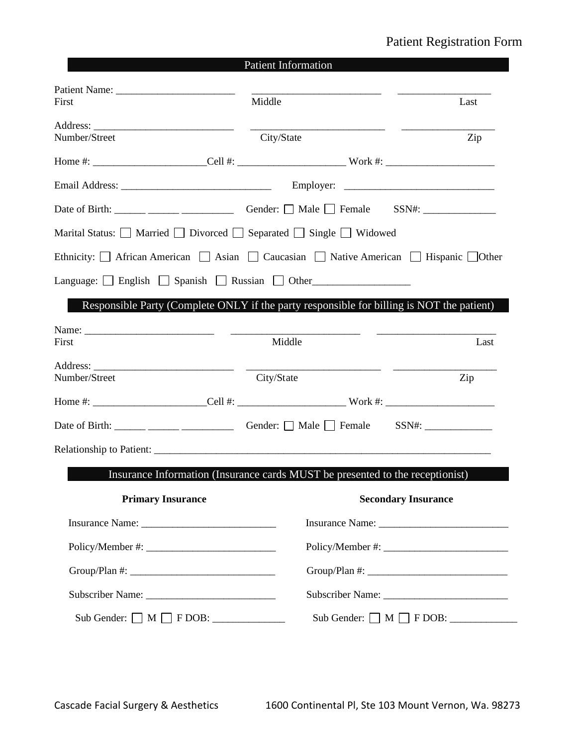# Patient Registration Form

## Patient Information

Patient Name: _______________________ _________________________ _________________

First | Middle | Last

Address: ___________________________ __________________________ _________________

Number/Street | City/State | Zip

Home #: _____________________ Cell #: ____________________ Work #: _____________________

Email Address: ____________________________ Employer: ____________________________

Date of Birth: ______ ______ __________ Gender: ☐ Male ☐ Female SSN#: ______________

Marital Status: ☐ Married ☐ Divorced ☐ Separated ☐ Single ☐ Widowed

Ethnicity: ☐ African American ☐ Asian ☐ Caucasian ☐ Native American ☐ Hispanic ☐ Other

Language: ☐ English ☐ Spanish ☐ Russian ☐ Other__________________

## Responsible Party (Complete ONLY if the party responsible for billing is NOT the patient)

Name: _________________________ ________________________ _______________________

First | Middle | Last

Address: ___________________________ __________________________ ___________________

Number/Street | City/State | Zip

Home #: _____________________ Cell #: _____________________ Work #: _____________________

Date of Birth: ______ ______ __________ Gender: ☐ Male ☐ Female SSN#: _____________

Relationship to Patient: ____________________________________________________________________

## Insurance Information (Insurance cards MUST be presented to the receptionist)

**Primary Insurance**

Insurance Name: __________________________

Policy/Member #: _________________________

Group/Plan #: ____________________________

Subscriber Name: _________________________

Sub Gender: ☐ M ☐ F DOB: ______________

**Secondary Insurance**

Insurance Name: _________________________

Policy/Member #: ________________________

Group/Plan #: ___________________________

Subscriber Name: ________________________

Sub Gender: ☐ M ☐ F DOB: _____________

Cascade Facial Surgery & Aesthetics 1600 Continental Pl, Ste 103 Mount Vernon, Wa. 98273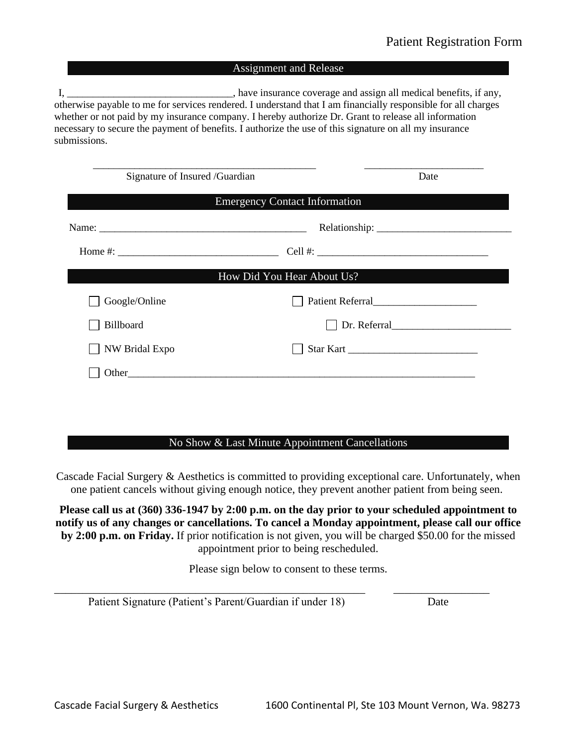# Patient Registration Form

## Assignment and Release

I, ________________________________, have insurance coverage and assign all medical benefits, if any, otherwise payable to me for services rendered. I understand that I am financially responsible for all charges whether or not paid by my insurance company. I hereby authorize Dr. Grant to release all information necessary to secure the payment of benefits. I authorize the use of this signature on all my insurance submissions.

____________________________________________ ________________________

Signature of Insured /Guardian Date

## Emergency Contact Information

Name: ________________________________________ Relationship: __________________________

Home #: ______________________________ Cell #: ________________________________

## How Did You Hear About Us?

- [ ] Google/Online
- [ ] Patient Referral____________________
- [ ] Billboard
- [ ] Dr. Referral_______________________
- [ ] NW Bridal Expo
- [ ] Star Kart ________________________
- [ ] Other____________________________________________________________________

## No Show & Last Minute Appointment Cancellations

Cascade Facial Surgery & Aesthetics is committed to providing exceptional care. Unfortunately, when one patient cancels without giving enough notice, they prevent another patient from being seen.

**Please call us at (360) 336-1947 by 2:00 p.m. on the day prior to your scheduled appointment to notify us of any changes or cancellations. To cancel a Monday appointment, please call our office by 2:00 p.m. on Friday.** If prior notification is not given, you will be charged $50.00 for the missed appointment prior to being rescheduled.

Please sign below to consent to these terms.

________________________________________________________ _________________

Patient Signature (Patient's Parent/Guardian if under 18) Date

Cascade Facial Surgery & Aesthetics 1600 Continental Pl, Ste 103 Mount Vernon, Wa. 98273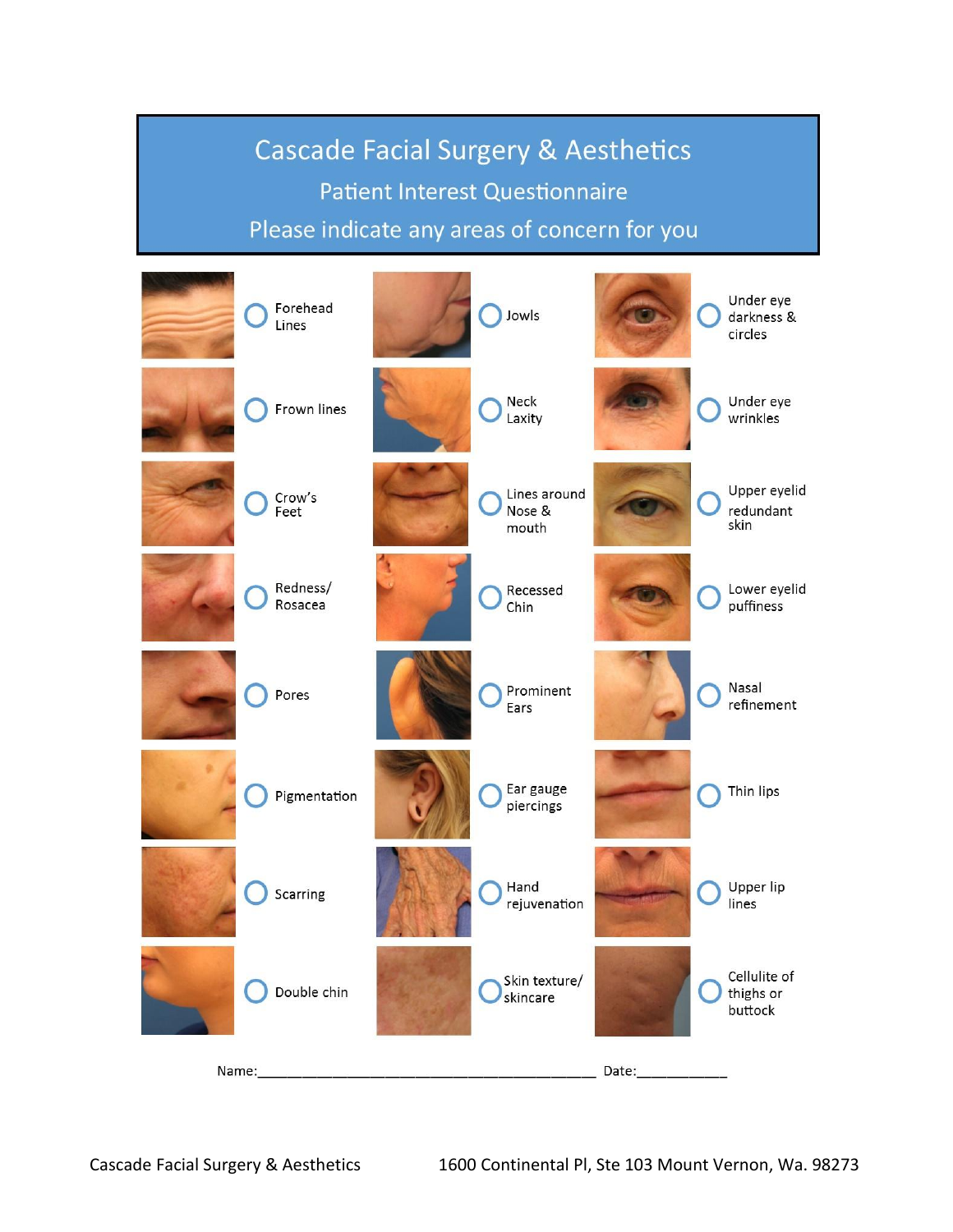# Cascade Facial Surgery & Aesthetics

## Patient Interest Questionnaire

### Please indicate any areas of concern for you

- ○ Forehead Lines
- ○ Jowls
- ○ Under eye darkness & circles
- ○ Frown lines
- ○ Neck Laxity
- ○ Under eye wrinkles
- ○ Crow's Feet
- ○ Lines around Nose & mouth
- ○ Upper eyelid redundant skin
- ○ Redness/ Rosacea
- ○ Recessed Chin
- ○ Lower eyelid puffiness
- ○ Pores
- ○ Prominent Ears
- ○ Nasal refinement
- ○ Pigmentation
- ○ Ear gauge piercings
- ○ Thin lips
- ○ Scarring
- ○ Hand rejuvenation
- ○ Upper lip lines
- ○ Double chin
- ○ Skin texture/ skincare
- ○ Cellulite of thighs or buttock

Name:_____________________________________________ Date:____________

Cascade Facial Surgery & Aesthetics 1600 Continental Pl, Ste 103 Mount Vernon, Wa. 98273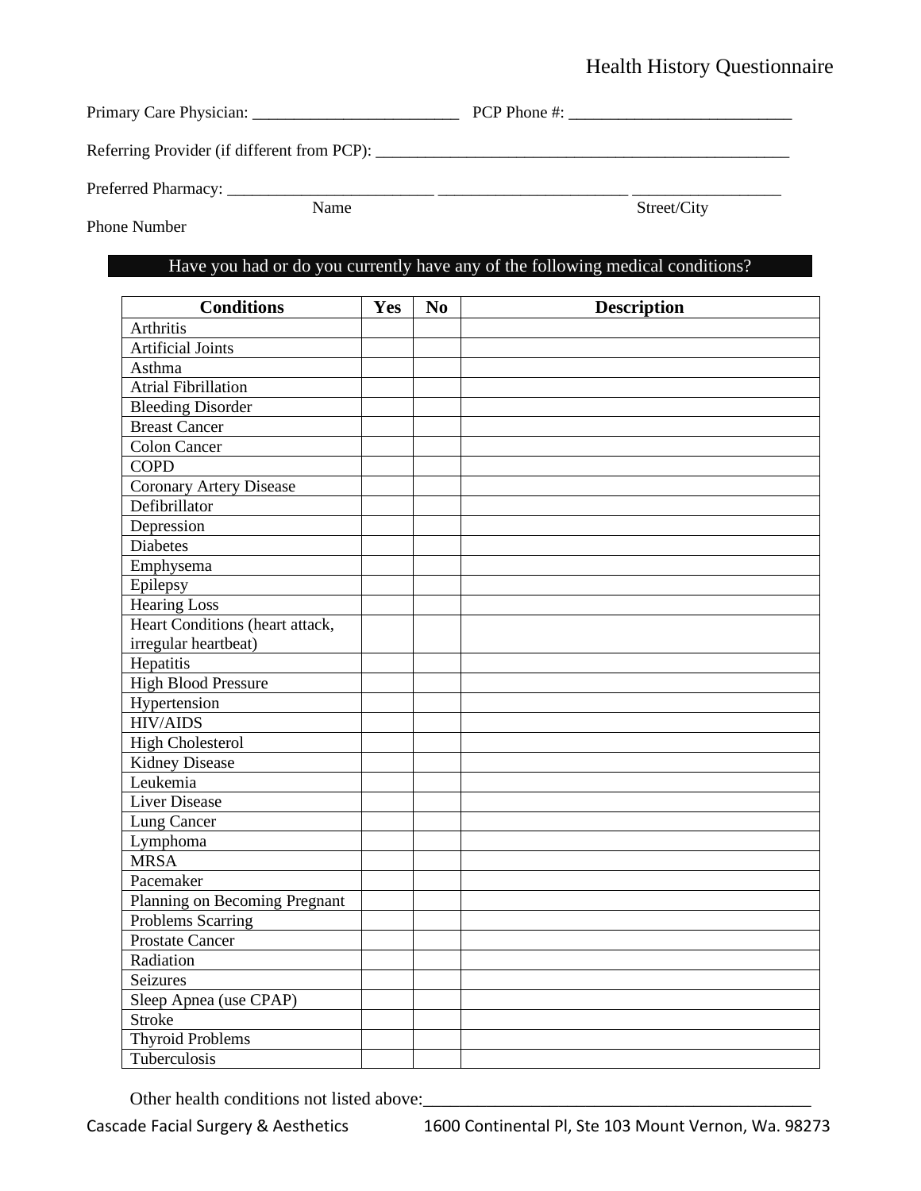# Health History Questionnaire

Primary Care Physician: _________________________ PCP Phone #: ___________________________

Referring Provider (if different from PCP): ___________________________________________________

Preferred Pharmacy: _________________________ _______________________ __________________

Name Street/City

Phone Number

**Have you had or do you currently have any of the following medical conditions?**

| Conditions | Yes | No | Description |
|---|---|---|---|
| Arthritis | | | |
| Artificial Joints | | | |
| Asthma | | | |
| Atrial Fibrillation | | | |
| Bleeding Disorder | | | |
| Breast Cancer | | | |
| Colon Cancer | | | |
| COPD | | | |
| Coronary Artery Disease | | | |
| Defibrillator | | | |
| Depression | | | |
| Diabetes | | | |
| Emphysema | | | |
| Epilepsy | | | |
| Hearing Loss | | | |
| Heart Conditions (heart attack, irregular heartbeat) | | | |
| Hepatitis | | | |
| High Blood Pressure | | | |
| Hypertension | | | |
| HIV/AIDS | | | |
| High Cholesterol | | | |
| Kidney Disease | | | |
| Leukemia | | | |
| Liver Disease | | | |
| Lung Cancer | | | |
| Lymphoma | | | |
| MRSA | | | |
| Pacemaker | | | |
| Planning on Becoming Pregnant | | | |
| Problems Scarring | | | |
| Prostate Cancer | | | |
| Radiation | | | |
| Seizures | | | |
| Sleep Apnea (use CPAP) | | | |
| Stroke | | | |
| Thyroid Problems | | | |
| Tuberculosis | | | |

Other health conditions not listed above:_____________________________________________

Cascade Facial Surgery & Aesthetics 1600 Continental Pl, Ste 103 Mount Vernon, Wa. 98273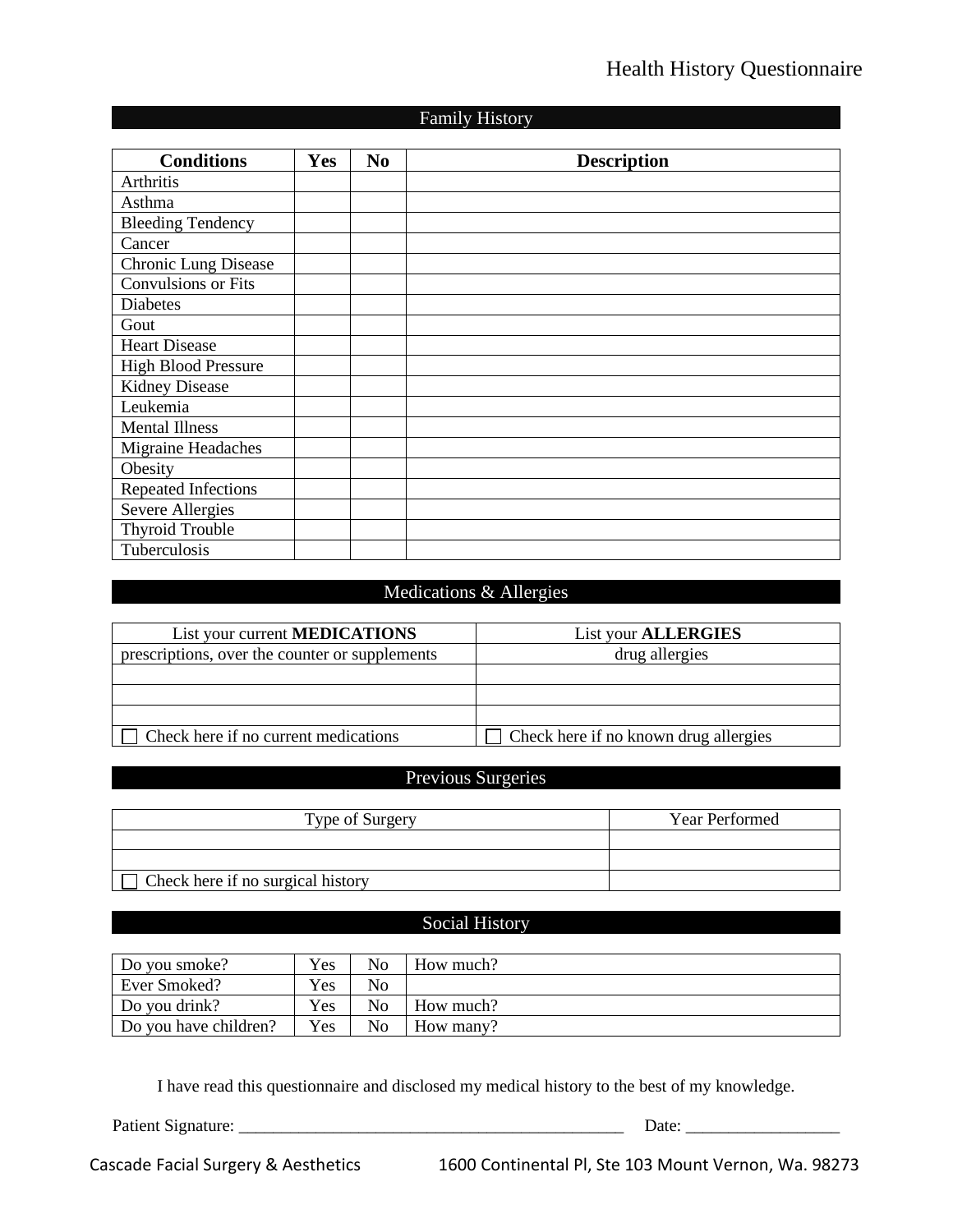# Health History Questionnaire

## Family History

| Conditions | Yes | No | Description |
|---|---|---|---|
| Arthritis | | | |
| Asthma | | | |
| Bleeding Tendency | | | |
| Cancer | | | |
| Chronic Lung Disease | | | |
| Convulsions or Fits | | | |
| Diabetes | | | |
| Gout | | | |
| Heart Disease | | | |
| High Blood Pressure | | | |
| Kidney Disease | | | |
| Leukemia | | | |
| Mental Illness | | | |
| Migraine Headaches | | | |
| Obesity | | | |
| Repeated Infections | | | |
| Severe Allergies | | | |
| Thyroid Trouble | | | |
| Tuberculosis | | | |

## Medications & Allergies

| List your current **MEDICATIONS** | List your **ALLERGIES** |
|---|---|
| prescriptions, over the counter or supplements | drug allergies |
| | |
| | |
| | |
| ☐ Check here if no current medications | ☐ Check here if no known drug allergies |

## Previous Surgeries

| Type of Surgery | Year Performed |
|---|---|
| | |
| | |
| ☐ Check here if no surgical history | |

## Social History

| | | | |
|---|---|---|---|
| Do you smoke? | Yes | No | How much? |
| Ever Smoked? | Yes | No | |
| Do you drink? | Yes | No | How much? |
| Do you have children? | Yes | No | How many? |

I have read this questionnaire and disclosed my medical history to the best of my knowledge.

Patient Signature: _______________________________________________ Date: __________________

Cascade Facial Surgery & Aesthetics 1600 Continental Pl, Ste 103 Mount Vernon, Wa. 98273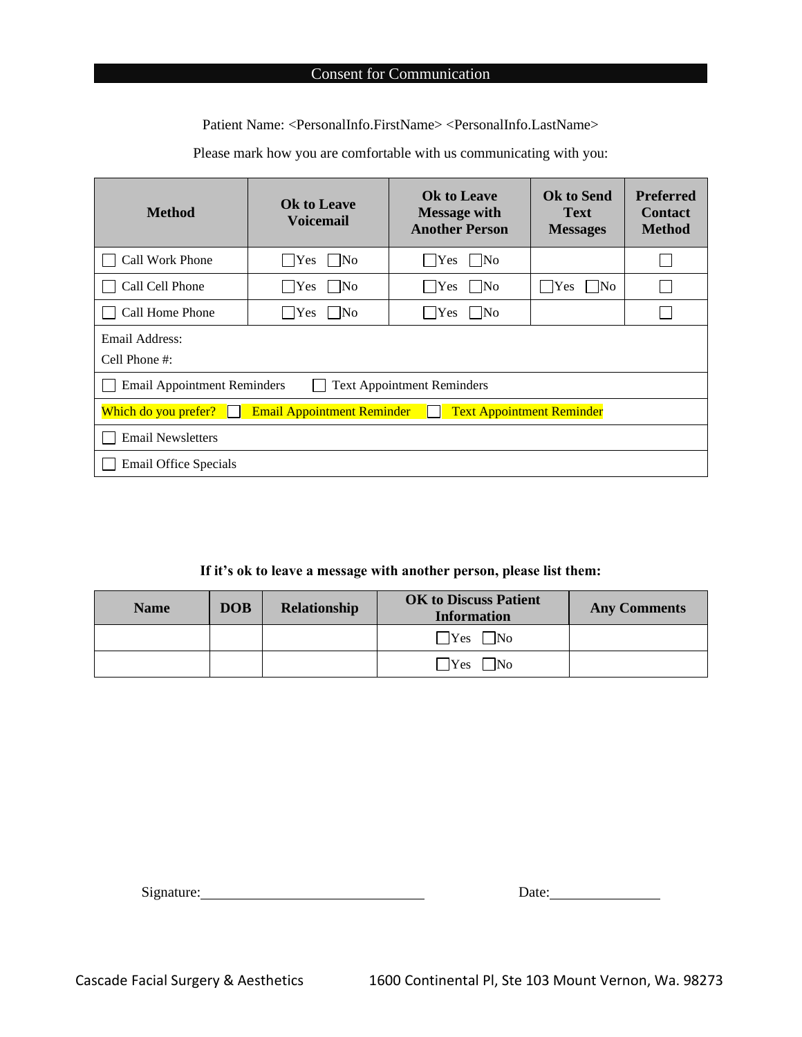# Consent for Communication

Patient Name: <PersonalInfo.FirstName> <PersonalInfo.LastName>

Please mark how you are comfortable with us communicating with you:

| Method | Ok to Leave Voicemail | Ok to Leave Message with Another Person | Ok to Send Text Messages | Preferred Contact Method |
|---|---|---|---|---|
| ☐ Call Work Phone | ☐Yes ☐No | ☐Yes ☐No | | ☐ |
| ☐ Call Cell Phone | ☐Yes ☐No | ☐Yes ☐No | ☐Yes ☐No | ☐ |
| ☐ Call Home Phone | ☐Yes ☐No | ☐Yes ☐No | | ☐ |
| Email Address:<br>Cell Phone #: | | | | |
| ☐ Email Appointment Reminders ☐ Text Appointment Reminders | | | | |
| Which do you prefer? ☐ Email Appointment Reminder ☐ Text Appointment Reminder | | | | |
| ☐ Email Newsletters | | | | |
| ☐ Email Office Specials | | | | |

**If it's ok to leave a message with another person, please list them:**

| Name | DOB | Relationship | OK to Discuss Patient Information | Any Comments |
|---|---|---|---|---|
| | | | ☐Yes ☐No | |
| | | | ☐Yes ☐No | |

Signature:______________________________ Date:_______________

Cascade Facial Surgery & Aesthetics 1600 Continental Pl, Ste 103 Mount Vernon, Wa. 98273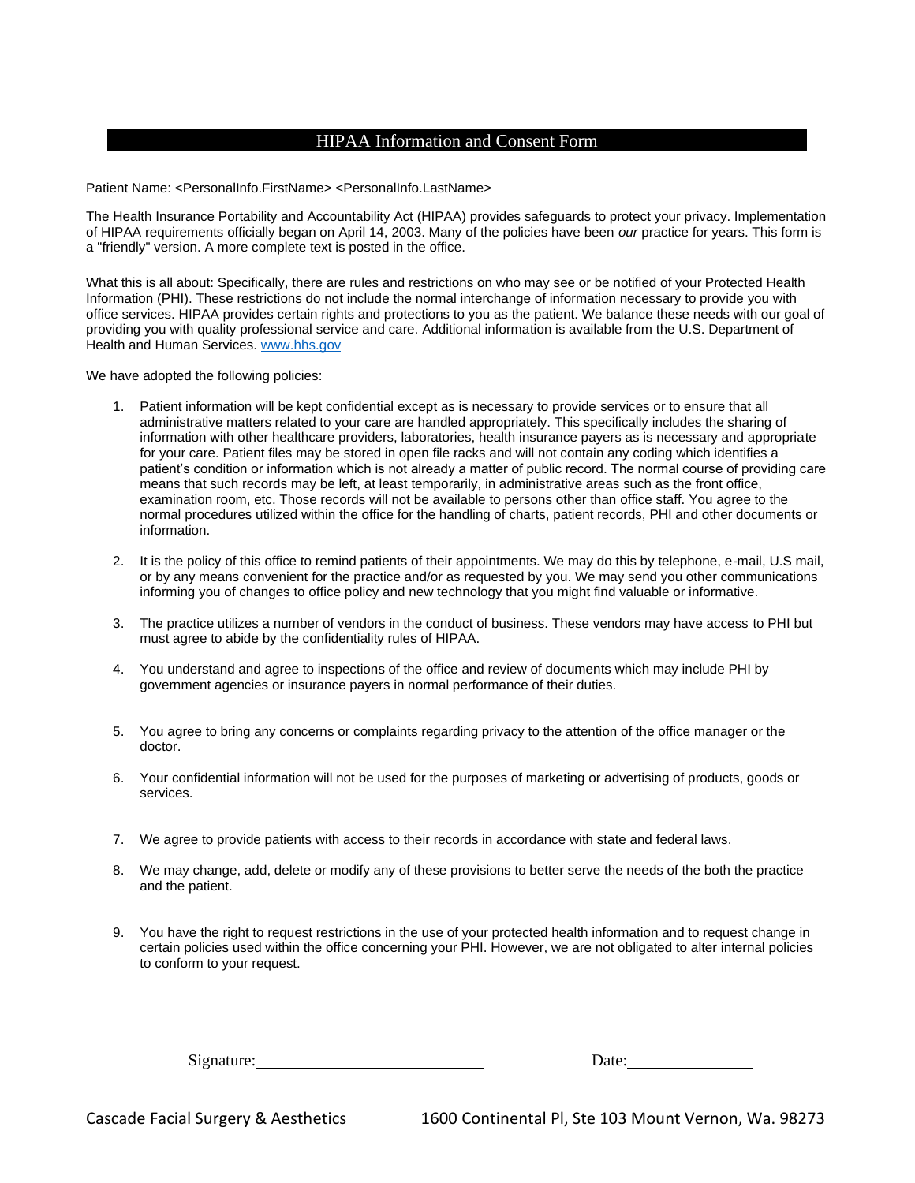# HIPAA Information and Consent Form

Patient Name: <PersonalInfo.FirstName> <PersonalInfo.LastName>

The Health Insurance Portability and Accountability Act (HIPAA) provides safeguards to protect your privacy. Implementation of HIPAA requirements officially began on April 14, 2003. Many of the policies have been *our* practice for years. This form is a "friendly" version. A more complete text is posted in the office.

What this is all about: Specifically, there are rules and restrictions on who may see or be notified of your Protected Health Information (PHI). These restrictions do not include the normal interchange of information necessary to provide you with office services. HIPAA provides certain rights and protections to you as the patient. We balance these needs with our goal of providing you with quality professional service and care. Additional information is available from the U.S. Department of Health and Human Services. [www.hhs.gov](http://www.hhs.gov)

We have adopted the following policies:

1. Patient information will be kept confidential except as is necessary to provide services or to ensure that all administrative matters related to your care are handled appropriately. This specifically includes the sharing of information with other healthcare providers, laboratories, health insurance payers as is necessary and appropriate for your care. Patient files may be stored in open file racks and will not contain any coding which identifies a patient's condition or information which is not already a matter of public record. The normal course of providing care means that such records may be left, at least temporarily, in administrative areas such as the front office, examination room, etc. Those records will not be available to persons other than office staff. You agree to the normal procedures utilized within the office for the handling of charts, patient records, PHI and other documents or information.

2. It is the policy of this office to remind patients of their appointments. We may do this by telephone, e-mail, U.S mail, or by any means convenient for the practice and/or as requested by you. We may send you other communications informing you of changes to office policy and new technology that you might find valuable or informative.

3. The practice utilizes a number of vendors in the conduct of business. These vendors may have access to PHI but must agree to abide by the confidentiality rules of HIPAA.

4. You understand and agree to inspections of the office and review of documents which may include PHI by government agencies or insurance payers in normal performance of their duties.

5. You agree to bring any concerns or complaints regarding privacy to the attention of the office manager or the doctor.

6. Your confidential information will not be used for the purposes of marketing or advertising of products, goods or services.

7. We agree to provide patients with access to their records in accordance with state and federal laws.

8. We may change, add, delete or modify any of these provisions to better serve the needs of the both the practice and the patient.

9. You have the right to request restrictions in the use of your protected health information and to request change in certain policies used within the office concerning your PHI. However, we are not obligated to alter internal policies to conform to your request.

Signature:\_\_\_\_\_\_\_\_\_\_\_\_\_\_\_\_\_\_\_\_\_\_\_\_\_\_\_\_ Date:\_\_\_\_\_\_\_\_\_\_\_\_\_\_\_

Cascade Facial Surgery & Aesthetics 1600 Continental Pl, Ste 103 Mount Vernon, Wa. 98273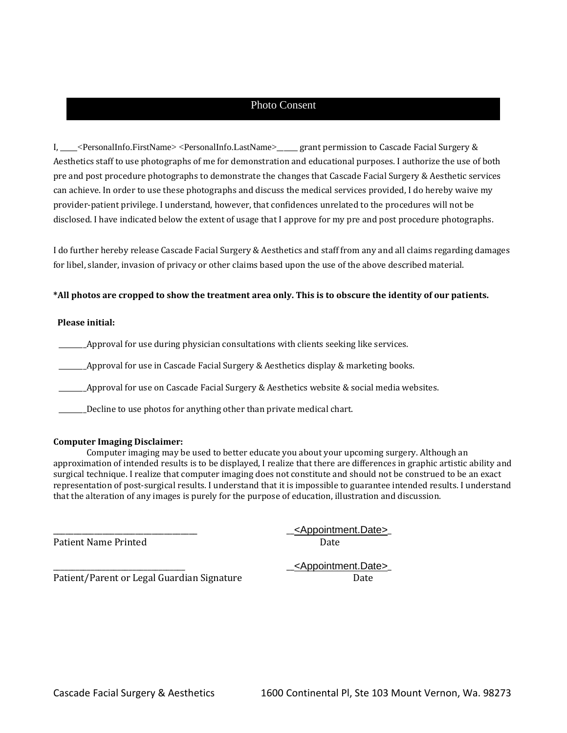# Photo Consent

I, _____<PersonalInfo.FirstName> <PersonalInfo.LastName>______ grant permission to Cascade Facial Surgery & Aesthetics staff to use photographs of me for demonstration and educational purposes. I authorize the use of both pre and post procedure photographs to demonstrate the changes that Cascade Facial Surgery & Aesthetic services can achieve. In order to use these photographs and discuss the medical services provided, I do hereby waive my provider-patient privilege. I understand, however, that confidences unrelated to the procedures will not be disclosed. I have indicated below the extent of usage that I approve for my pre and post procedure photographs.

I do further hereby release Cascade Facial Surgery & Aesthetics and staff from any and all claims regarding damages for libel, slander, invasion of privacy or other claims based upon the use of the above described material.

**\*All photos are cropped to show the treatment area only. This is to obscure the identity of our patients.**

**Please initial:**

_________Approval for use during physician consultations with clients seeking like services.

_________Approval for use in Cascade Facial Surgery & Aesthetics display & marketing books.

_________Approval for use on Cascade Facial Surgery & Aesthetics website & social media websites.

_________Decline to use photos for anything other than private medical chart.

**Computer Imaging Disclaimer:**

Computer imaging may be used to better educate you about your upcoming surgery. Although an approximation of intended results is to be displayed, I realize that there are differences in graphic artistic ability and surgical technique. I realize that computer imaging does not constitute and should not be construed to be an exact representation of post-surgical results. I understand that it is impossible to guarantee intended results. I understand that the alteration of any images is purely for the purpose of education, illustration and discussion.

___________________________________ __<Appointment.Date>_

Patient Name Printed Date

___________________________________ __<Appointment.Date>_

Patient/Parent or Legal Guardian Signature Date

Cascade Facial Surgery & Aesthetics 1600 Continental Pl, Ste 103 Mount Vernon, Wa. 98273